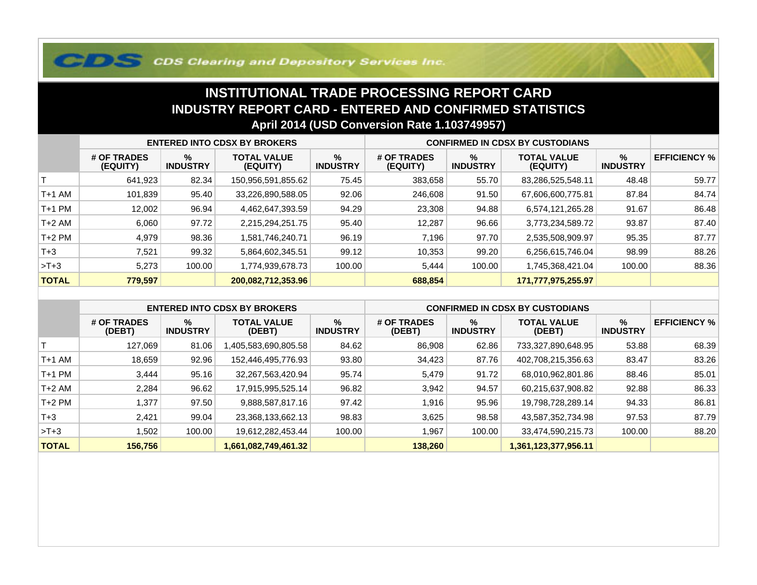CDS Clearing and Depository Services Inc.

# INSTITUTIONAL TRADE PROCESSING REPORT CARD

## INDUSTRY REPORT CARD - ENTERED AND CONFIRMED STATISTICS

### April 2014 (USD Conversion Rate 1.103749957)

| | ENTERED INTO CDSX BY BROKERS | | | | CONFIRMED IN CDSX BY CUSTODIANS | | | | |
|---|---|---|---|---|---|---|---|---|---|
| | # OF TRADES (EQUITY) | % INDUSTRY | TOTAL VALUE (EQUITY) | % INDUSTRY | # OF TRADES (EQUITY) | % INDUSTRY | TOTAL VALUE (EQUITY) | % INDUSTRY | EFFICIENCY % |
| T | 641,923 | 82.34 | 150,956,591,855.62 | 75.45 | 383,658 | 55.70 | 83,286,525,548.11 | 48.48 | 59.77 |
| T+1 AM | 101,839 | 95.40 | 33,226,890,588.05 | 92.06 | 246,608 | 91.50 | 67,606,600,775.81 | 87.84 | 84.74 |
| T+1 PM | 12,002 | 96.94 | 4,462,647,393.59 | 94.29 | 23,308 | 94.88 | 6,574,121,265.28 | 91.67 | 86.48 |
| T+2 AM | 6,060 | 97.72 | 2,215,294,251.75 | 95.40 | 12,287 | 96.66 | 3,773,234,589.72 | 93.87 | 87.40 |
| T+2 PM | 4,979 | 98.36 | 1,581,746,240.71 | 96.19 | 7,196 | 97.70 | 2,535,508,909.97 | 95.35 | 87.77 |
| T+3 | 7,521 | 99.32 | 5,864,602,345.51 | 99.12 | 10,353 | 99.20 | 6,256,615,746.04 | 98.99 | 88.26 |
| >T+3 | 5,273 | 100.00 | 1,774,939,678.73 | 100.00 | 5,444 | 100.00 | 1,745,368,421.04 | 100.00 | 88.36 |
| **TOTAL** | **779,597** | | **200,082,712,353.96** | | **688,854** | | **171,777,975,255.97** | | |

| | ENTERED INTO CDSX BY BROKERS | | | | CONFIRMED IN CDSX BY CUSTODIANS | | | | |
|---|---|---|---|---|---|---|---|---|---|
| | # OF TRADES (DEBT) | % INDUSTRY | TOTAL VALUE (DEBT) | % INDUSTRY | # OF TRADES (DEBT) | % INDUSTRY | TOTAL VALUE (DEBT) | % INDUSTRY | EFFICIENCY % |
| T | 127,069 | 81.06 | 1,405,583,690,805.58 | 84.62 | 86,908 | 62.86 | 733,327,890,648.95 | 53.88 | 68.39 |
| T+1 AM | 18,659 | 92.96 | 152,446,495,776.93 | 93.80 | 34,423 | 87.76 | 402,708,215,356.63 | 83.47 | 83.26 |
| T+1 PM | 3,444 | 95.16 | 32,267,563,420.94 | 95.74 | 5,479 | 91.72 | 68,010,962,801.86 | 88.46 | 85.01 |
| T+2 AM | 2,284 | 96.62 | 17,915,995,525.14 | 96.82 | 3,942 | 94.57 | 60,215,637,908.82 | 92.88 | 86.33 |
| T+2 PM | 1,377 | 97.50 | 9,888,587,817.16 | 97.42 | 1,916 | 95.96 | 19,798,728,289.14 | 94.33 | 86.81 |
| T+3 | 2,421 | 99.04 | 23,368,133,662.13 | 98.83 | 3,625 | 98.58 | 43,587,352,734.98 | 97.53 | 87.79 |
| >T+3 | 1,502 | 100.00 | 19,612,282,453.44 | 100.00 | 1,967 | 100.00 | 33,474,590,215.73 | 100.00 | 88.20 |
| **TOTAL** | **156,756** | | **1,661,082,749,461.32** | | **138,260** | | **1,361,123,377,956.11** | | |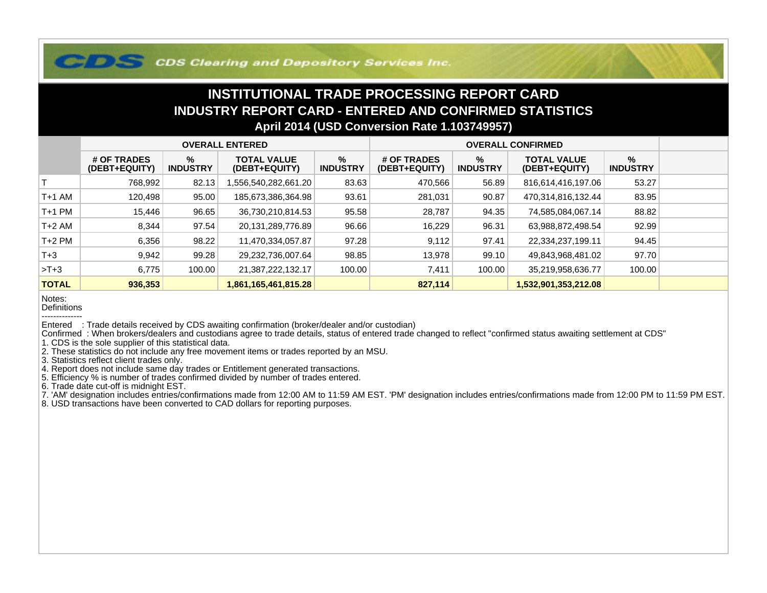CDS Clearing and Depository Services Inc.

# INSTITUTIONAL TRADE PROCESSING REPORT CARD

## INDUSTRY REPORT CARD - ENTERED AND CONFIRMED STATISTICS

### April 2014 (USD Conversion Rate 1.103749957)

| | OVERALL ENTERED | | | | OVERALL CONFIRMED | | | |
|---|---|---|---|---|---|---|---|---|
| | # OF TRADES (DEBT+EQUITY) | % INDUSTRY | TOTAL VALUE (DEBT+EQUITY) | % INDUSTRY | # OF TRADES (DEBT+EQUITY) | % INDUSTRY | TOTAL VALUE (DEBT+EQUITY) | % INDUSTRY |
| T | 768,992 | 82.13 | 1,556,540,282,661.20 | 83.63 | 470,566 | 56.89 | 816,614,416,197.06 | 53.27 |
| T+1 AM | 120,498 | 95.00 | 185,673,386,364.98 | 93.61 | 281,031 | 90.87 | 470,314,816,132.44 | 83.95 |
| T+1 PM | 15,446 | 96.65 | 36,730,210,814.53 | 95.58 | 28,787 | 94.35 | 74,585,084,067.14 | 88.82 |
| T+2 AM | 8,344 | 97.54 | 20,131,289,776.89 | 96.66 | 16,229 | 96.31 | 63,988,872,498.54 | 92.99 |
| T+2 PM | 6,356 | 98.22 | 11,470,334,057.87 | 97.28 | 9,112 | 97.41 | 22,334,237,199.11 | 94.45 |
| T+3 | 9,942 | 99.28 | 29,232,736,007.64 | 98.85 | 13,978 | 99.10 | 49,843,968,481.02 | 97.70 |
| >T+3 | 6,775 | 100.00 | 21,387,222,132.17 | 100.00 | 7,411 | 100.00 | 35,219,958,636.77 | 100.00 |
| **TOTAL** | **936,353** | | **1,861,165,461,815.28** | | **827,114** | | **1,532,901,353,212.08** | |

Notes:
Definitions
--------------
Entered : Trade details received by CDS awaiting confirmation (broker/dealer and/or custodian)
Confirmed : When brokers/dealers and custodians agree to trade details, status of entered trade changed to reflect "confirmed status awaiting settlement at CDS"

1. CDS is the sole supplier of this statistical data.
2. These statistics do not include any free movement items or trades reported by an MSU.
3. Statistics reflect client trades only.
4. Report does not include same day trades or Entitlement generated transactions.
5. Efficiency % is number of trades confirmed divided by number of trades entered.
6. Trade date cut-off is midnight EST.
7. 'AM' designation includes entries/confirmations made from 12:00 AM to 11:59 AM EST. 'PM' designation includes entries/confirmations made from 12:00 PM to 11:59 PM EST.
8. USD transactions have been converted to CAD dollars for reporting purposes.